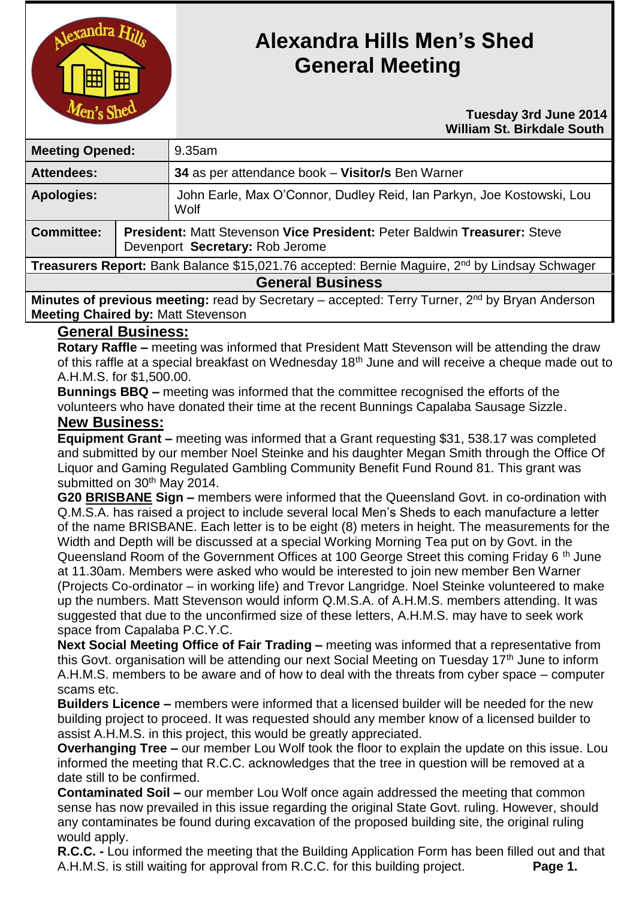# Alexandra Hills Men's Shed General Meeting

**Tuesday 3rd June 2014**
**William St. Birkdale South**

| | | |
|---|---|---|
| **Meeting Opened:** | 9.35am | |
| **Attendees:** | **34** as per attendance book – **Visitor/s** Ben Warner | |
| **Apologies:** | John Earle, Max O'Connor, Dudley Reid, Ian Parkyn, Joe Kostowski, Lou Wolf | |
| **Committee:** | **President:** Matt Stevenson **Vice President:** Peter Baldwin **Treasurer:** Steve Devenport **Secretary:** Rob Jerome | |

**Treasurers Report:** Bank Balance $15,021.76 accepted: Bernie Maguire, 2nd by Lindsay Schwager

## General Business

**Minutes of previous meeting:** read by Secretary – accepted: Terry Turner, 2nd by Bryan Anderson
**Meeting Chaired by:** Matt Stevenson

## General Business:

**Rotary Raffle –** meeting was informed that President Matt Stevenson will be attending the draw of this raffle at a special breakfast on Wednesday 18th June and will receive a cheque made out to A.H.M.S. for $1,500.00.

**Bunnings BBQ –** meeting was informed that the committee recognised the efforts of the volunteers who have donated their time at the recent Bunnings Capalaba Sausage Sizzle.

## New Business:

**Equipment Grant –** meeting was informed that a Grant requesting $31, 538.17 was completed and submitted by our member Noel Steinke and his daughter Megan Smith through the Office Of Liquor and Gaming Regulated Gambling Community Benefit Fund Round 81. This grant was submitted on 30th May 2014.

**G20 BRISBANE Sign –** members were informed that the Queensland Govt. in co-ordination with Q.M.S.A. has raised a project to include several local Men's Sheds to each manufacture a letter of the name BRISBANE. Each letter is to be eight (8) meters in height. The measurements for the Width and Depth will be discussed at a special Working Morning Tea put on by Govt. in the Queensland Room of the Government Offices at 100 George Street this coming Friday 6th June at 11.30am. Members were asked who would be interested to join new member Ben Warner (Projects Co-ordinator – in working life) and Trevor Langridge. Noel Steinke volunteered to make up the numbers. Matt Stevenson would inform Q.M.S.A. of A.H.M.S. members attending. It was suggested that due to the unconfirmed size of these letters, A.H.M.S. may have to seek work space from Capalaba P.C.Y.C.

**Next Social Meeting Office of Fair Trading –** meeting was informed that a representative from this Govt. organisation will be attending our next Social Meeting on Tuesday 17th June to inform A.H.M.S. members to be aware and of how to deal with the threats from cyber space – computer scams etc.

**Builders Licence –** members were informed that a licensed builder will be needed for the new building project to proceed. It was requested should any member know of a licensed builder to assist A.H.M.S. in this project, this would be greatly appreciated.

**Overhanging Tree –** our member Lou Wolf took the floor to explain the update on this issue. Lou informed the meeting that R.C.C. acknowledges that the tree in question will be removed at a date still to be confirmed.

**Contaminated Soil –** our member Lou Wolf once again addressed the meeting that common sense has now prevailed in this issue regarding the original State Govt. ruling. However, should any contaminates be found during excavation of the proposed building site, the original ruling would apply.

**R.C.C. -** Lou informed the meeting that the Building Application Form has been filled out and that A.H.M.S. is still waiting for approval from R.C.C. for this building project.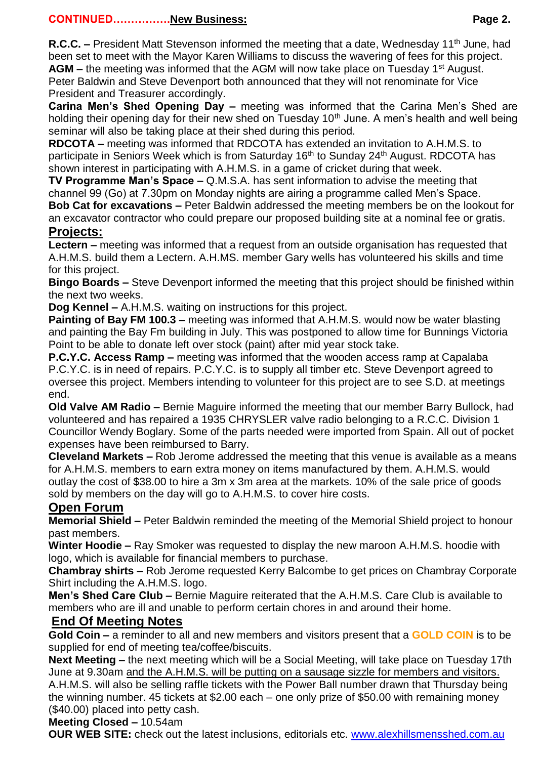**CONTINUED…………….New Business:**

**R.C.C. –** President Matt Stevenson informed the meeting that a date, Wednesday 11th June, had been set to meet with the Mayor Karen Williams to discuss the wavering of fees for this project.
**AGM –** the meeting was informed that the AGM will now take place on Tuesday 1st August. Peter Baldwin and Steve Devenport both announced that they will not renominate for Vice President and Treasurer accordingly.
**Carina Men's Shed Opening Day –** meeting was informed that the Carina Men's Shed are holding their opening day for their new shed on Tuesday 10th June. A men's health and well being seminar will also be taking place at their shed during this period.
**RDCOTA –** meeting was informed that RDCOTA has extended an invitation to A.H.M.S. to participate in Seniors Week which is from Saturday 16th to Sunday 24th August. RDCOTA has shown interest in participating with A.H.M.S. in a game of cricket during that week.
**TV Programme Man's Space –** Q.M.S.A. has sent information to advise the meeting that channel 99 (Go) at 7.30pm on Monday nights are airing a programme called Men's Space.
**Bob Cat for excavations –** Peter Baldwin addressed the meeting members be on the lookout for an excavator contractor who could prepare our proposed building site at a nominal fee or gratis.

## Projects:

**Lectern –** meeting was informed that a request from an outside organisation has requested that A.H.M.S. build them a Lectern. A.H.MS. member Gary wells has volunteered his skills and time for this project.
**Bingo Boards –** Steve Devenport informed the meeting that this project should be finished within the next two weeks.
**Dog Kennel –** A.H.M.S. waiting on instructions for this project.
**Painting of Bay FM 100.3 –** meeting was informed that A.H.M.S. would now be water blasting and painting the Bay Fm building in July. This was postponed to allow time for Bunnings Victoria Point to be able to donate left over stock (paint) after mid year stock take.
**P.C.Y.C. Access Ramp –** meeting was informed that the wooden access ramp at Capalaba P.C.Y.C. is in need of repairs. P.C.Y.C. is to supply all timber etc. Steve Devenport agreed to oversee this project. Members intending to volunteer for this project are to see S.D. at meetings end.
**Old Valve AM Radio –** Bernie Maguire informed the meeting that our member Barry Bullock, had volunteered and has repaired a 1935 CHRYSLER valve radio belonging to a R.C.C. Division 1 Councillor Wendy Boglary. Some of the parts needed were imported from Spain. All out of pocket expenses have been reimbursed to Barry.
**Cleveland Markets –** Rob Jerome addressed the meeting that this venue is available as a means for A.H.M.S. members to earn extra money on items manufactured by them. A.H.M.S. would outlay the cost of $38.00 to hire a 3m x 3m area at the markets. 10% of the sale price of goods sold by members on the day will go to A.H.M.S. to cover hire costs.

## Open Forum

**Memorial Shield –** Peter Baldwin reminded the meeting of the Memorial Shield project to honour past members.
**Winter Hoodie –** Ray Smoker was requested to display the new maroon A.H.M.S. hoodie with logo, which is available for financial members to purchase.
**Chambray shirts –** Rob Jerome requested Kerry Balcombe to get prices on Chambray Corporate Shirt including the A.H.M.S. logo.
**Men's Shed Care Club –** Bernie Maguire reiterated that the A.H.M.S. Care Club is available to members who are ill and unable to perform certain chores in and around their home.

## End Of Meeting Notes

**Gold Coin –** a reminder to all and new members and visitors present that a **GOLD COIN** is to be supplied for end of meeting tea/coffee/biscuits.
**Next Meeting –** the next meeting which will be a Social Meeting, will take place on Tuesday 17th June at 9.30am and the A.H.M.S. will be putting on a sausage sizzle for members and visitors. A.H.M.S. will also be selling raffle tickets with the Power Ball number drawn that Thursday being the winning number. 45 tickets at $2.00 each – one only prize of $50.00 with remaining money ($40.00) placed into petty cash.
**Meeting Closed –** 10.54am
**OUR WEB SITE:** check out the latest inclusions, editorials etc. www.alexhillsmensshed.com.au